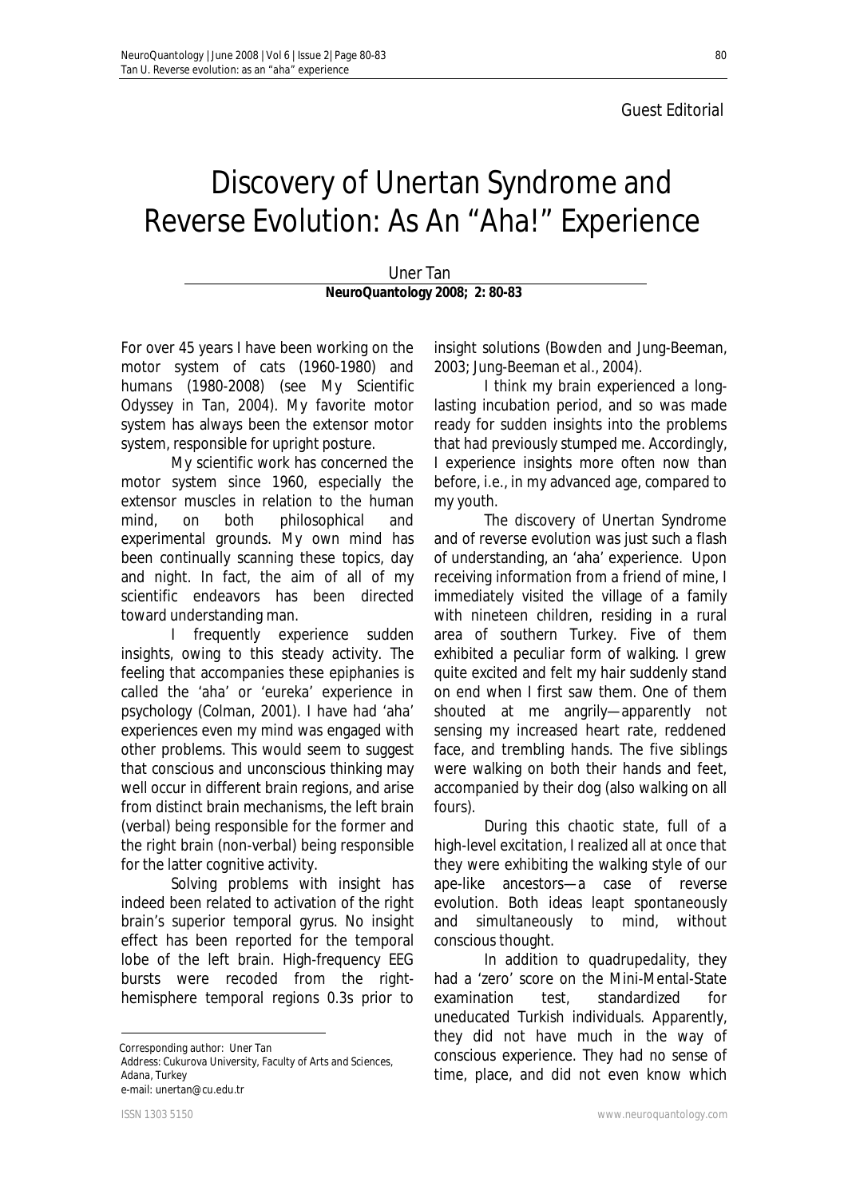Guest Editorial

# Discovery of Unertan Syndrome and Reverse Evolution: As An "Aha!" Experience

Uner Tan

**NeuroQuantology 2008; 2: 80-83**

For over 45 years I have been working on the motor system of cats (1960-1980) and humans (1980-2008) (see *My Scientific Odyssey* in Tan, 2004). My favorite motor system has always been the extensor motor system, responsible for upright posture.

My scientific work has concerned the motor system since 1960, especially the extensor muscles in relation to the human mind, on both philosophical and experimental grounds. My own mind has been continually scanning these topics, day and night. In fact, the aim of all of my scientific endeavors has been directed toward understanding man.

I frequently experience sudden insights, owing to this steady activity. The feeling that accompanies these epiphanies is called the 'aha' or 'eureka' experience in psychology (Colman, 2001). I have had 'aha' experiences even my mind was engaged with other problems. This would seem to suggest that conscious and unconscious thinking may well occur in different brain regions, and arise from distinct brain mechanisms, the left brain (verbal) being responsible for the former and the right brain (non-verbal) being responsible for the latter cognitive activity.

Solving problems with insight has indeed been related to activation of the right brain's superior temporal gyrus. No insight effect has been reported for the temporal lobe of the left brain. High-frequency EEG bursts were recoded from the right-hemisphere temporal regions 0.3s prior to insight solutions (Bowden and Jung-Beeman, 2003; Jung-Beeman et al., 2004).

I think my brain experienced a long-lasting incubation period, and so was made ready for sudden insights into the problems that had previously stumped me. Accordingly, I experience insights more often now than before, i.e., in my advanced age, compared to my youth.

The discovery of Unertan Syndrome and of reverse evolution was just such a flash of understanding, an 'aha' experience. Upon receiving information from a friend of mine, I immediately visited the village of a family with nineteen children, residing in a rural area of southern Turkey. Five of them exhibited a peculiar form of walking. I grew quite excited and felt my hair suddenly stand on end when I first saw them. One of them shouted at me angrily—apparently not sensing my increased heart rate, reddened face, and trembling hands. The five siblings were walking on both their hands and feet, accompanied by their dog (also walking on all fours).

During this chaotic state, full of a high-level excitation, I realized all at once that they were exhibiting the walking style of our ape-like ancestors—a case of reverse evolution. Both ideas leapt spontaneously and simultaneously to mind, without conscious thought.

In addition to quadrupedality, they had a 'zero' score on the Mini-Mental-State examination test, standardized for uneducated Turkish individuals. Apparently, they did not have much in the way of conscious experience. They had no sense of time, place, and did not even know which

Corresponding author: Uner Tan
Address: Cukurova University, Faculty of Arts and Sciences, Adana, Turkey
e-mail: unertan@cu.edu.tr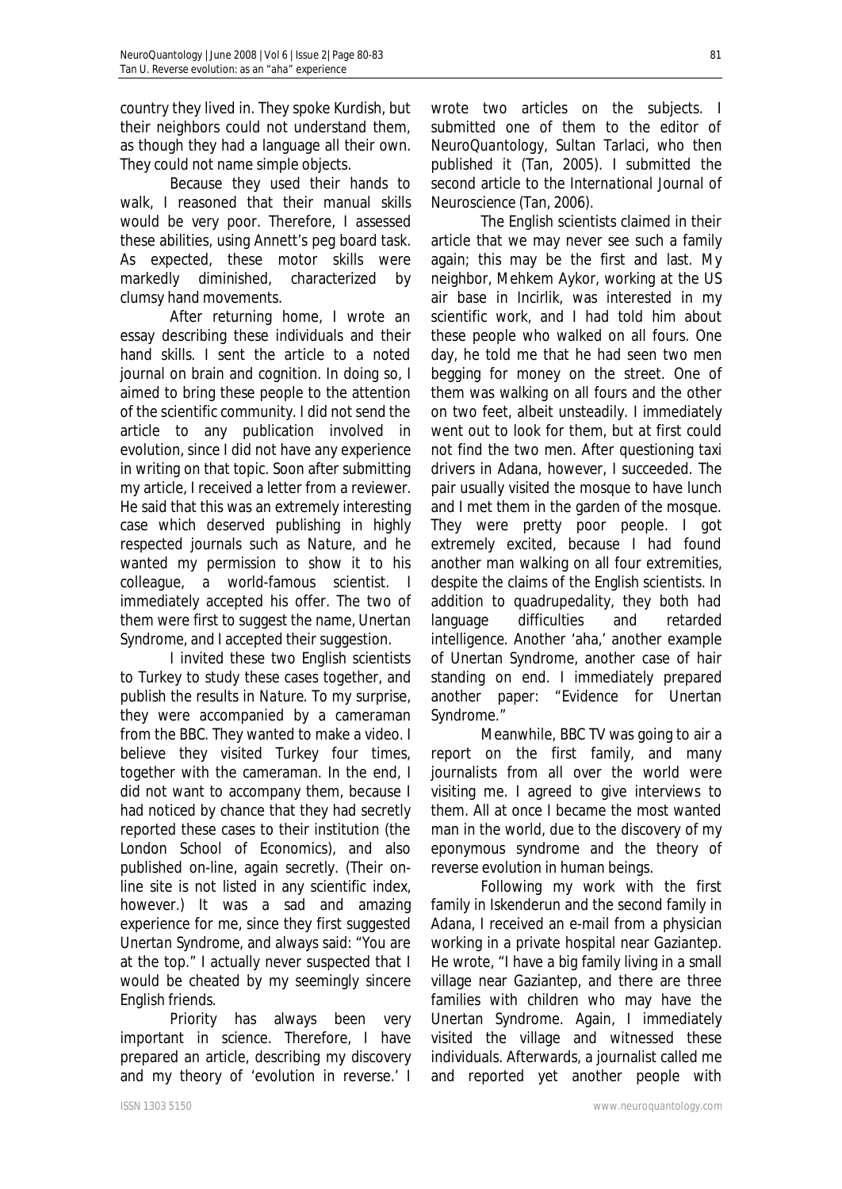country they lived in. They spoke Kurdish, but their neighbors could not understand them, as though they had a language all their own. They could not name simple objects.

Because they used their hands to walk, I reasoned that their manual skills would be very poor. Therefore, I assessed these abilities, using Annett's peg board task. As expected, these motor skills were markedly diminished, characterized by clumsy hand movements.

After returning home, I wrote an essay describing these individuals and their hand skills. I sent the article to a noted journal on brain and cognition. In doing so, I aimed to bring these people to the attention of the scientific community. I did not send the article to any publication involved in evolution, since I did not have any experience in writing on that topic. Soon after submitting my article, I received a letter from a reviewer. He said that this was an extremely interesting case which deserved publishing in highly respected journals such as *Nature*, and he wanted my permission to show it to his colleague, a world-famous scientist. I immediately accepted his offer. The two of them were first to suggest the name, Unertan Syndrome, and I accepted their suggestion.

I invited these two English scientists to Turkey to study these cases together, and publish the results in *Nature*. To my surprise, they were accompanied by a cameraman from the BBC. They wanted to make a video. I believe they visited Turkey four times, together with the cameraman. In the end, I did not want to accompany them, because I had noticed by chance that they had secretly reported these cases to their institution (the London School of Economics), and also published on-line, again secretly. (Their on-line site is not listed in any scientific index, however.) It was a sad and amazing experience for me, since they first suggested Unertan Syndrome, and always said: "You are at the top." I actually never suspected that I would be cheated by my seemingly sincere English friends.

Priority has always been very important in science. Therefore, I have prepared an article, describing my discovery and my theory of 'evolution in reverse.' I wrote two articles on the subjects. I submitted one of them to the editor of *NeuroQuantology*, Sultan Tarlaci, who then published it (Tan, 2005). I submitted the second article to the *International Journal of Neuroscience* (Tan, 2006).

The English scientists claimed in their article that we may never see such a family again; this may be the first and last. My neighbor, Mehkem Aykor, working at the US air base in Incirlik, was interested in my scientific work, and I had told him about these people who walked on all fours. One day, he told me that he had seen two men begging for money on the street. One of them was walking on all fours and the other on two feet, albeit unsteadily. I immediately went out to look for them, but at first could not find the two men. After questioning taxi drivers in Adana, however, I succeeded. The pair usually visited the mosque to have lunch and I met them in the garden of the mosque. They were pretty poor people. I got extremely excited, because I had found another man walking on all four extremities, despite the claims of the English scientists. In addition to quadrupedality, they both had language difficulties and retarded intelligence. Another 'aha,' another example of Unertan Syndrome, another case of hair standing on end. I immediately prepared another paper: "Evidence for Unertan Syndrome."

Meanwhile, BBC TV was going to air a report on the first family, and many journalists from all over the world were visiting me. I agreed to give interviews to them. All at once I became the most wanted man in the world, due to the discovery of my eponymous syndrome and the theory of reverse evolution in human beings.

Following my work with the first family in Iskenderun and the second family in Adana, I received an e-mail from a physician working in a private hospital near Gaziantep. He wrote, "I have a big family living in a small village near Gaziantep, and there are three families with children who may have the Unertan Syndrome. Again, I immediately visited the village and witnessed these individuals. Afterwards, a journalist called me and reported yet another people with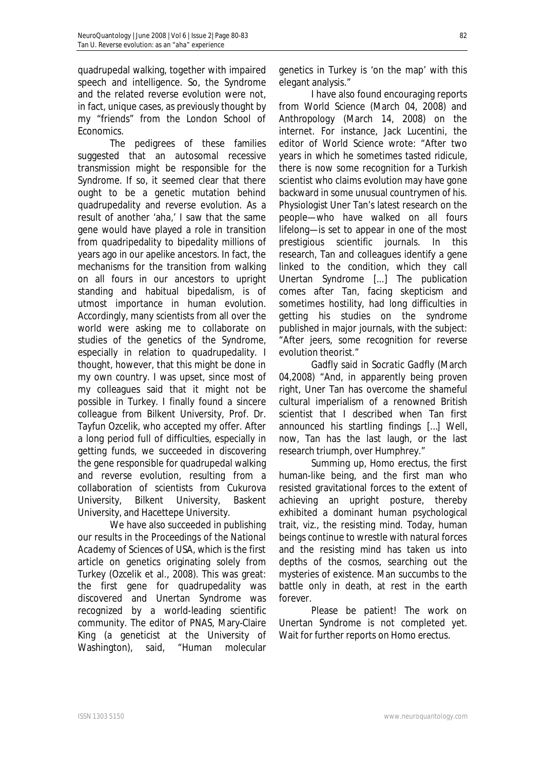quadrupedal walking, together with impaired speech and intelligence. So, the Syndrome and the related reverse evolution were not, in fact, unique cases, as previously thought by my "friends" from the London School of Economics.

The pedigrees of these families suggested that an autosomal recessive transmission might be responsible for the Syndrome. If so, it seemed clear that there ought to be a genetic mutation behind quadrupedality and reverse evolution. As a result of another 'aha,' I saw that the same gene would have played a role in transition from quadripedality to bipedality millions of years ago in our apelike ancestors. In fact, the mechanisms for the transition from walking on all fours in our ancestors to upright standing and habitual bipedalism, is of utmost importance in human evolution. Accordingly, many scientists from all over the world were asking me to collaborate on studies of the genetics of the Syndrome, especially in relation to quadrupedality. I thought, however, that this might be done in my own country. I was upset, since most of my colleagues said that it might not be possible in Turkey. I finally found a sincere colleague from Bilkent University, Prof. Dr. Tayfun Ozcelik, who accepted my offer. After a long period full of difficulties, especially in getting funds, we succeeded in discovering the gene responsible for quadrupedal walking and reverse evolution, resulting from a collaboration of scientists from Cukurova University, Bilkent University, Baskent University, and Hacettepe University.

We have also succeeded in publishing our results in the *Proceedings of the National Academy of Sciences of USA*, which is the first article on genetics originating solely from Turkey (Ozcelik et al., 2008). This was great: the first gene for quadrupedality was discovered and Unertan Syndrome was recognized by a world-leading scientific community. The editor of PNAS, Mary-Claire King (a geneticist at the University of Washington), said, "Human molecular genetics in Turkey is 'on the map' with this elegant analysis."

I have also found encouraging reports from World Science (March 04, 2008) and Anthropology (March 14, 2008) on the internet. For instance, Jack Lucentini, the editor of World Science wrote: "After two years in which he sometimes tasted ridicule, there is now some recognition for a Turkish scientist who claims evolution may have gone backward in some unusual countrymen of his. Physiologist Uner Tan's latest research on the people—who have walked on all fours lifelong—is set to appear in one of the most prestigious scientific journals. In this research, Tan and colleagues identify a gene linked to the condition, which they call Unertan Syndrome [...] The publication comes after Tan, facing skepticism and sometimes hostility, had long difficulties in getting his studies on the syndrome published in major journals, with the subject: "After jeers, some recognition for reverse evolution theorist."

Gadfly said in *Socratic Gadfly* (March 04,2008) "And, in apparently being proven right, Uner Tan has overcome the shameful cultural imperialism of a renowned British scientist that I described when Tan first announced his startling findings [...] Well, now, Tan has the last laugh, or the last research triumph, over Humphrey."

Summing up, Homo erectus, the first human-like being, and the first man who resisted gravitational forces to the extent of achieving an upright posture, thereby exhibited a dominant human psychological trait, viz., the resisting mind. Today, human beings continue to wrestle with natural forces and the resisting mind has taken us into depths of the cosmos, searching out the mysteries of existence. Man succumbs to the battle only in death, at rest in the earth forever.

Please be patient! The work on Unertan Syndrome is not completed yet. Wait for further reports on Homo erectus.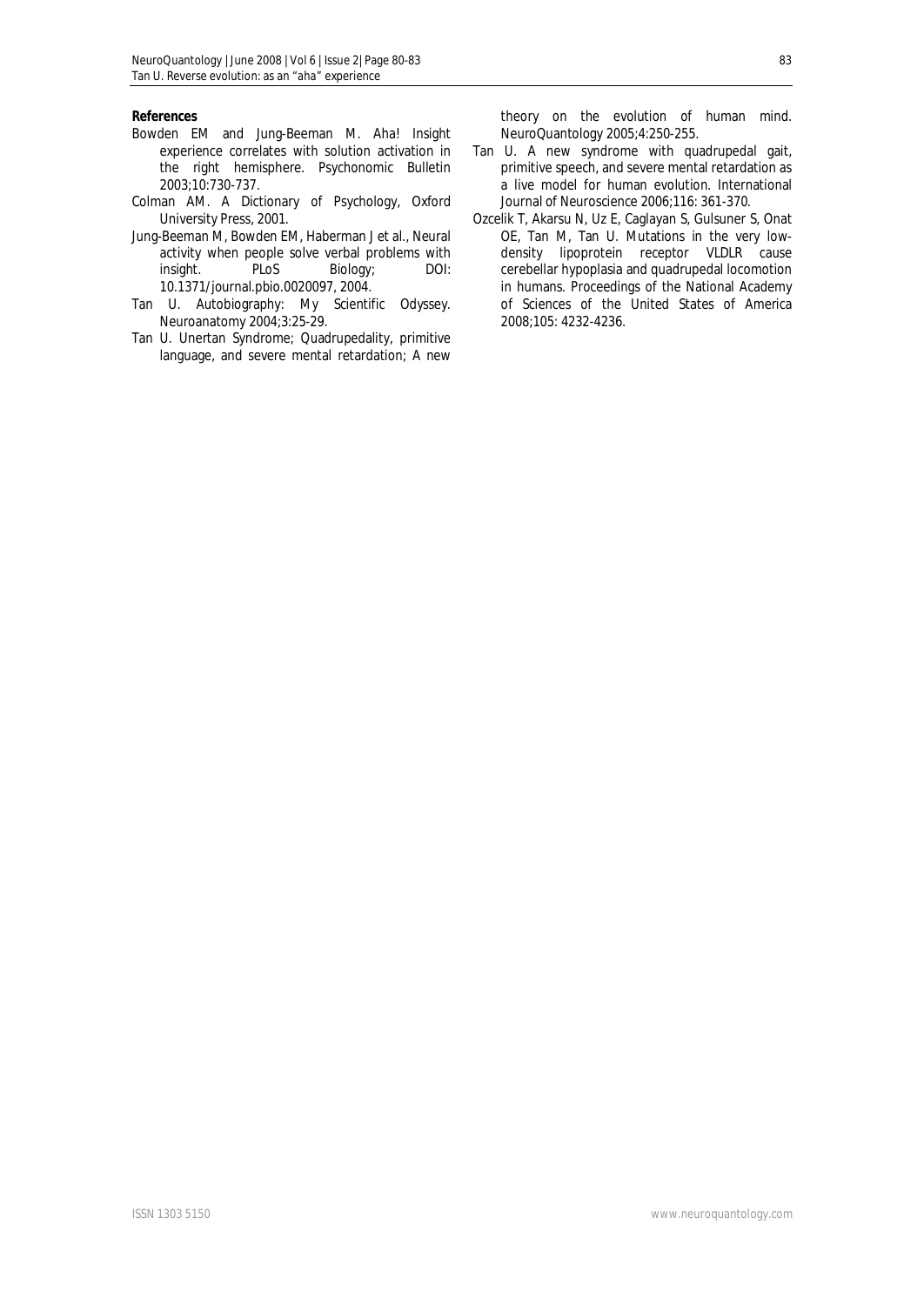## References

Bowden EM and Jung-Beeman M. Aha! Insight experience correlates with solution activation in the right hemisphere. Psychonomic Bulletin 2003;10:730-737.

Colman AM. A Dictionary of Psychology, Oxford University Press, 2001.

Jung-Beeman M, Bowden EM, Haberman J et al., Neural activity when people solve verbal problems with insight. PLoS Biology; DOI: 10.1371/journal.pbio.0020097, 2004.

Tan U. Autobiography: My Scientific Odyssey. Neuroanatomy 2004;3:25-29.

Tan U. Unertan Syndrome; Quadrupedality, primitive language, and severe mental retardation; A new theory on the evolution of human mind. NeuroQuantology 2005;4:250-255.

Tan U. A new syndrome with quadrupedal gait, primitive speech, and severe mental retardation as a live model for human evolution. International Journal of Neuroscience 2006;116: 361-370.

Ozcelik T, Akarsu N, Uz E, Caglayan S, Gulsuner S, Onat OE, Tan M, Tan U. Mutations in the very low-density lipoprotein receptor VLDLR cause cerebellar hypoplasia and quadrupedal locomotion in humans. Proceedings of the National Academy of Sciences of the United States of America 2008;105: 4232-4236.